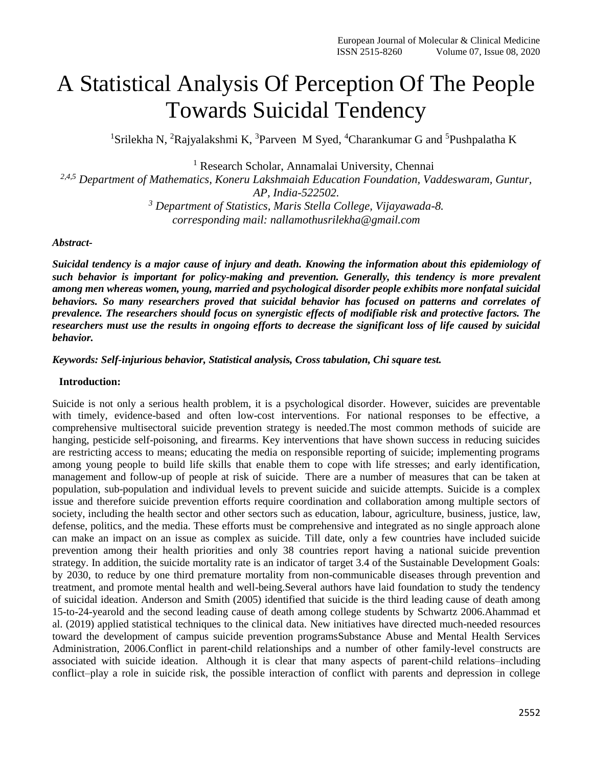# A Statistical Analysis Of Perception Of The People Towards Suicidal Tendency

[1]Srilekha N, [2]Rajyalakshmi K, [3]Parveen M Syed, [4]Charankumar G and [5]Pushpalatha K

[1] Research Scholar, Annamalai University, Chennai

*[2,4,5] Department of Mathematics, Koneru Lakshmaiah Education Foundation, Vaddeswaram, Guntur, AP, India-522502.*

*[3] Department of Statistics, Maris Stella College, Vijayawada-8.*

*corresponding mail: nallamothusrilekha@gmail.com*

***Abstract-***

***Suicidal tendency is a major cause of injury and death. Knowing the information about this epidemiology of such behavior is important for policy-making and prevention. Generally, this tendency is more prevalent among men whereas women, young, married and psychological disorder people exhibits more nonfatal suicidal behaviors. So many researchers proved that suicidal behavior has focused on patterns and correlates of prevalence. The researchers should focus on synergistic effects of modifiable risk and protective factors. The researchers must use the results in ongoing efforts to decrease the significant loss of life caused by suicidal behavior.***

***Keywords: Self-injurious behavior, Statistical analysis, Cross tabulation, Chi square test.***

## Introduction:

Suicide is not only a serious health problem, it is a psychological disorder. However, suicides are preventable with timely, evidence-based and often low-cost interventions. For national responses to be effective, a comprehensive multisectoral suicide prevention strategy is needed.The most common methods of suicide are hanging, pesticide self-poisoning, and firearms. Key interventions that have shown success in reducing suicides are restricting access to means; educating the media on responsible reporting of suicide; implementing programs among young people to build life skills that enable them to cope with life stresses; and early identification, management and follow-up of people at risk of suicide. There are a number of measures that can be taken at population, sub-population and individual levels to prevent suicide and suicide attempts. Suicide is a complex issue and therefore suicide prevention efforts require coordination and collaboration among multiple sectors of society, including the health sector and other sectors such as education, labour, agriculture, business, justice, law, defense, politics, and the media. These efforts must be comprehensive and integrated as no single approach alone can make an impact on an issue as complex as suicide. Till date, only a few countries have included suicide prevention among their health priorities and only 38 countries report having a national suicide prevention strategy. In addition, the suicide mortality rate is an indicator of target 3.4 of the Sustainable Development Goals: by 2030, to reduce by one third premature mortality from non-communicable diseases through prevention and treatment, and promote mental health and well-being.Several authors have laid foundation to study the tendency of suicidal ideation. Anderson and Smith (2005) identified that suicide is the third leading cause of death among 15-to-24-yearold and the second leading cause of death among college students by Schwartz 2006.Ahammad et al. (2019) applied statistical techniques to the clinical data. New initiatives have directed much-needed resources toward the development of campus suicide prevention programsSubstance Abuse and Mental Health Services Administration, 2006.Conflict in parent-child relationships and a number of other family-level constructs are associated with suicide ideation. Although it is clear that many aspects of parent-child relations–including conflict–play a role in suicide risk, the possible interaction of conflict with parents and depression in college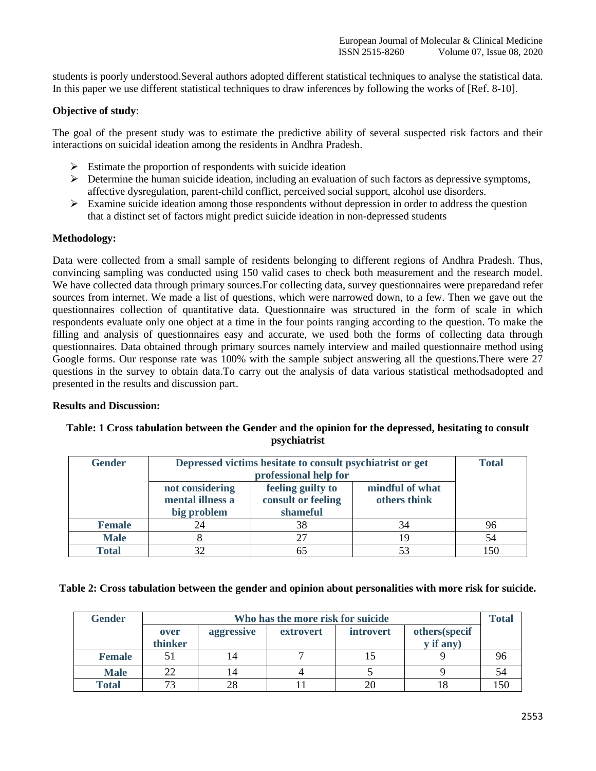students is poorly understood.Several authors adopted different statistical techniques to analyse the statistical data. In this paper we use different statistical techniques to draw inferences by following the works of [Ref. 8-10].

**Objective of study**:

The goal of the present study was to estimate the predictive ability of several suspected risk factors and their interactions on suicidal ideation among the residents in Andhra Pradesh.

- Estimate the proportion of respondents with suicide ideation
- Determine the human suicide ideation, including an evaluation of such factors as depressive symptoms, affective dysregulation, parent-child conflict, perceived social support, alcohol use disorders.
- Examine suicide ideation among those respondents without depression in order to address the question that a distinct set of factors might predict suicide ideation in non-depressed students

**Methodology:**

Data were collected from a small sample of residents belonging to different regions of Andhra Pradesh. Thus, convincing sampling was conducted using 150 valid cases to check both measurement and the research model. We have collected data through primary sources.For collecting data, survey questionnaires were preparedand refer sources from internet. We made a list of questions, which were narrowed down, to a few. Then we gave out the questionnaires collection of quantitative data. Questionnaire was structured in the form of scale in which respondents evaluate only one object at a time in the four points ranging according to the question. To make the filling and analysis of questionnaires easy and accurate, we used both the forms of collecting data through questionnaires. Data obtained through primary sources namely interview and mailed questionnaire method using Google forms. Our response rate was 100% with the sample subject answering all the questions.There were 27 questions in the survey to obtain data.To carry out the analysis of data various statistical methodsadopted and presented in the results and discussion part.

**Results and Discussion:**

**Table: 1 Cross tabulation between the Gender and the opinion for the depressed, hesitating to consult psychiatrist**

| Gender | Depressed victims hesitate to consult psychiatrist or get professional help for | | | Total |
|---|---|---|---|---|
| | not considering mental illness a big problem | feeling guilty to consult or feeling shameful | mindful of what others think | |
| Female | 24 | 38 | 34 | 96 |
| Male | 8 | 27 | 19 | 54 |
| Total | 32 | 65 | 53 | 150 |

**Table 2: Cross tabulation between the gender and opinion about personalities with more risk for suicide.**

| Gender | Who has the more risk for suicide | | | | | Total |
|---|---|---|---|---|---|---|
| | over thinker | aggressive | extrovert | introvert | others(specify if any) | |
| Female | 51 | 14 | 7 | 15 | 9 | 96 |
| Male | 22 | 14 | 4 | 5 | 9 | 54 |
| Total | 73 | 28 | 11 | 20 | 18 | 150 |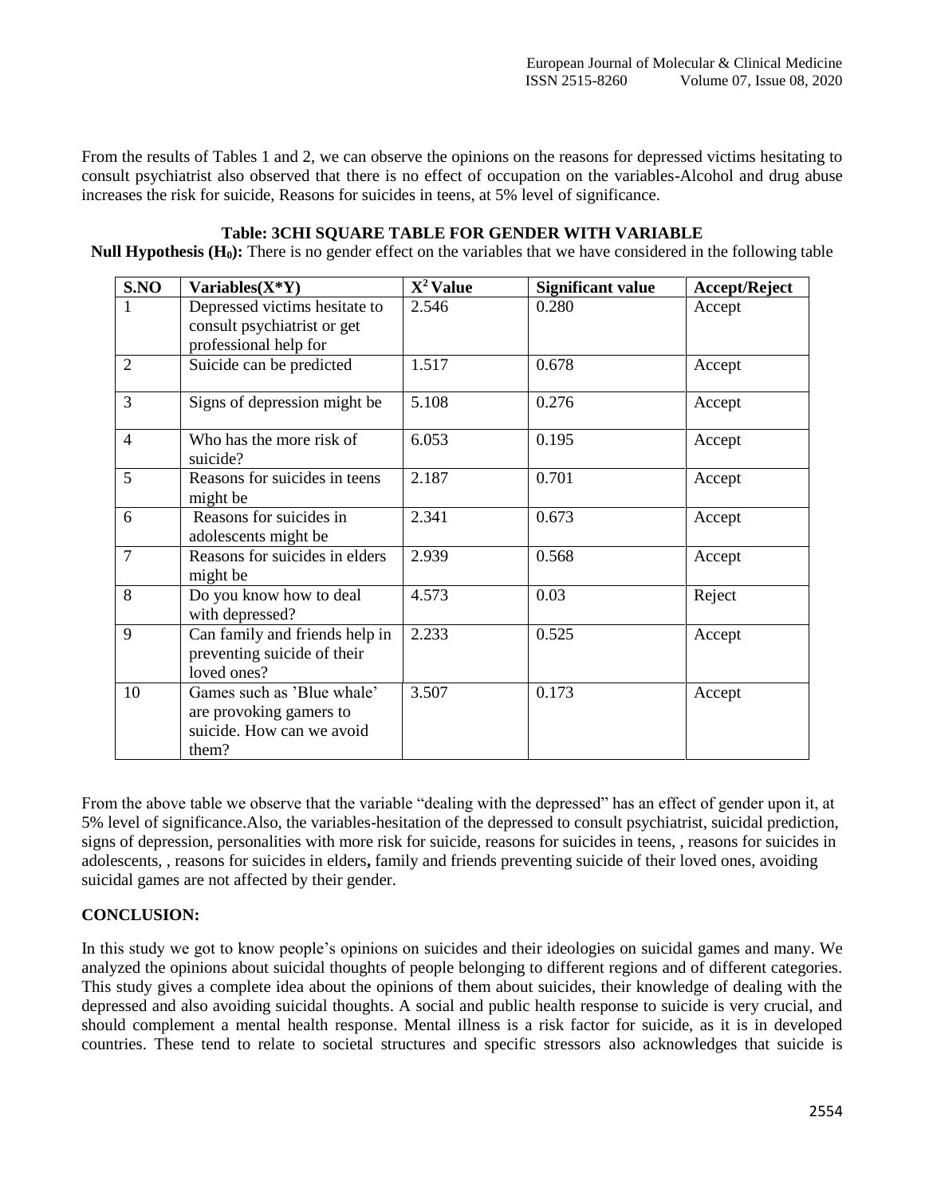From the results of Tables 1 and 2, we can observe the opinions on the reasons for depressed victims hesitating to consult psychiatrist also observed that there is no effect of occupation on the variables-Alcohol and drug abuse increases the risk for suicide, Reasons for suicides in teens, at 5% level of significance.

**Table: 3CHI SQUARE TABLE FOR GENDER WITH VARIABLE**

**Null Hypothesis ($H_0$):** There is no gender effect on the variables that we have considered in the following table

| S.NO | Variables(X*Y) | $X^2$ Value | Significant value | Accept/Reject |
|---|---|---|---|---|
| 1 | Depressed victims hesitate to consult psychiatrist or get professional help for | 2.546 | 0.280 | Accept |
| 2 | Suicide can be predicted | 1.517 | 0.678 | Accept |
| 3 | Signs of depression might be | 5.108 | 0.276 | Accept |
| 4 | Who has the more risk of suicide? | 6.053 | 0.195 | Accept |
| 5 | Reasons for suicides in teens might be | 2.187 | 0.701 | Accept |
| 6 | Reasons for suicides in adolescents might be | 2.341 | 0.673 | Accept |
| 7 | Reasons for suicides in elders might be | 2.939 | 0.568 | Accept |
| 8 | Do you know how to deal with depressed? | 4.573 | 0.03 | Reject |
| 9 | Can family and friends help in preventing suicide of their loved ones? | 2.233 | 0.525 | Accept |
| 10 | Games such as 'Blue whale' are provoking gamers to suicide. How can we avoid them? | 3.507 | 0.173 | Accept |

From the above table we observe that the variable "dealing with the depressed" has an effect of gender upon it, at 5% level of significance.Also, the variables-hesitation of the depressed to consult psychiatrist, suicidal prediction, signs of depression, personalities with more risk for suicide, reasons for suicides in teens, , reasons for suicides in adolescents, , reasons for suicides in elders**,** family and friends preventing suicide of their loved ones, avoiding suicidal games are not affected by their gender.

## CONCLUSION:

In this study we got to know people's opinions on suicides and their ideologies on suicidal games and many. We analyzed the opinions about suicidal thoughts of people belonging to different regions and of different categories. This study gives a complete idea about the opinions of them about suicides, their knowledge of dealing with the depressed and also avoiding suicidal thoughts. A social and public health response to suicide is very crucial, and should complement a mental health response. Mental illness is a risk factor for suicide, as it is in developed countries. These tend to relate to societal structures and specific stressors also acknowledges that suicide is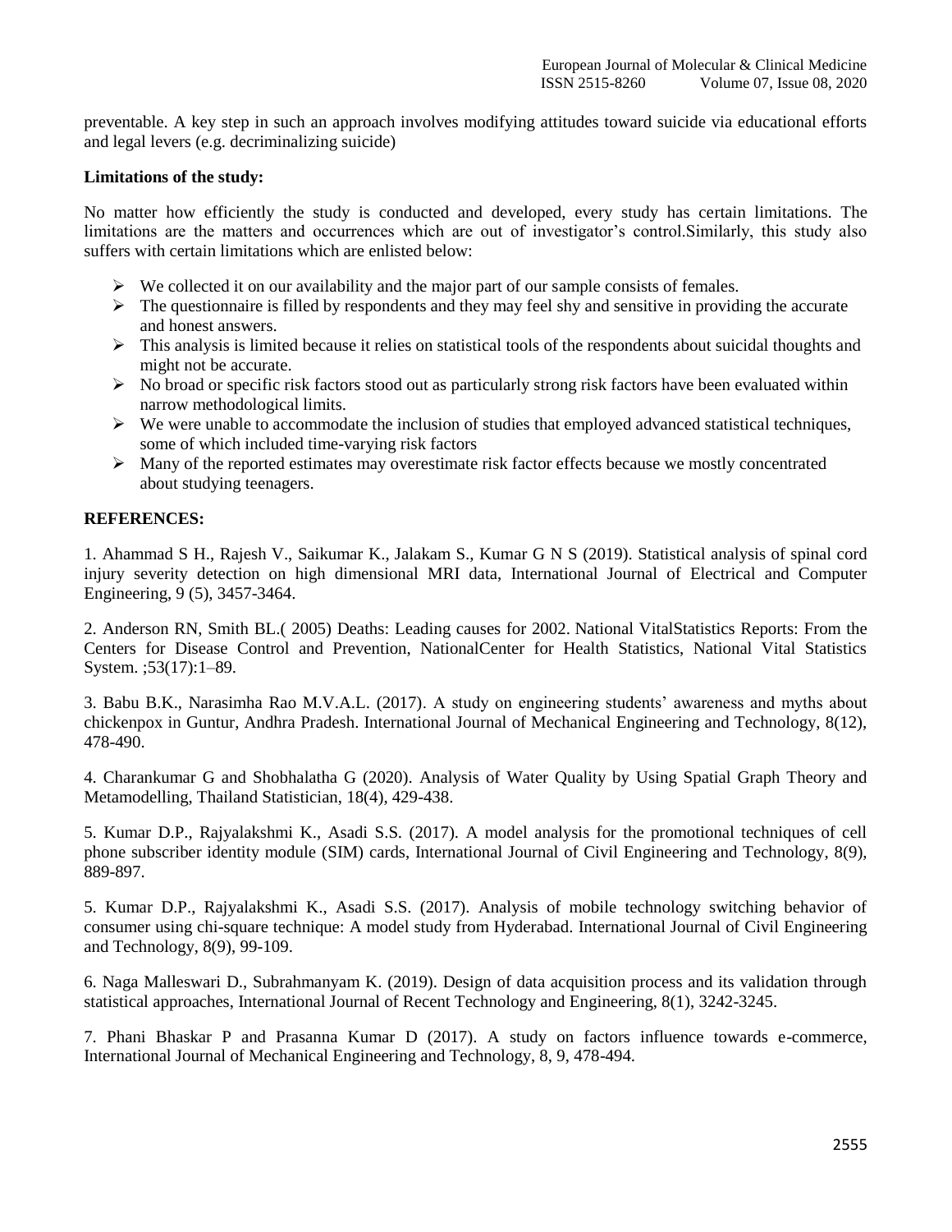preventable. A key step in such an approach involves modifying attitudes toward suicide via educational efforts and legal levers (e.g. decriminalizing suicide)

**Limitations of the study:**

No matter how efficiently the study is conducted and developed, every study has certain limitations. The limitations are the matters and occurrences which are out of investigator's control.Similarly, this study also suffers with certain limitations which are enlisted below:

- We collected it on our availability and the major part of our sample consists of females.
- The questionnaire is filled by respondents and they may feel shy and sensitive in providing the accurate and honest answers.
- This analysis is limited because it relies on statistical tools of the respondents about suicidal thoughts and might not be accurate.
- No broad or specific risk factors stood out as particularly strong risk factors have been evaluated within narrow methodological limits.
- We were unable to accommodate the inclusion of studies that employed advanced statistical techniques, some of which included time-varying risk factors
- Many of the reported estimates may overestimate risk factor effects because we mostly concentrated about studying teenagers.

**REFERENCES:**

1. Ahammad S H., Rajesh V., Saikumar K., Jalakam S., Kumar G N S (2019). Statistical analysis of spinal cord injury severity detection on high dimensional MRI data, International Journal of Electrical and Computer Engineering, 9 (5), 3457-3464.

2. Anderson RN, Smith BL.( 2005) Deaths: Leading causes for 2002. National VitalStatistics Reports: From the Centers for Disease Control and Prevention, NationalCenter for Health Statistics, National Vital Statistics System. ;53(17):1–89.

3. Babu B.K., Narasimha Rao M.V.A.L. (2017). A study on engineering students' awareness and myths about chickenpox in Guntur, Andhra Pradesh. International Journal of Mechanical Engineering and Technology, 8(12), 478-490.

4. Charankumar G and Shobhalatha G (2020). Analysis of Water Quality by Using Spatial Graph Theory and Metamodelling, Thailand Statistician, 18(4), 429-438.

5. Kumar D.P., Rajyalakshmi K., Asadi S.S. (2017). A model analysis for the promotional techniques of cell phone subscriber identity module (SIM) cards, International Journal of Civil Engineering and Technology, 8(9), 889-897.

5. Kumar D.P., Rajyalakshmi K., Asadi S.S. (2017). Analysis of mobile technology switching behavior of consumer using chi-square technique: A model study from Hyderabad. International Journal of Civil Engineering and Technology, 8(9), 99-109.

6. Naga Malleswari D., Subrahmanyam K. (2019). Design of data acquisition process and its validation through statistical approaches, International Journal of Recent Technology and Engineering, 8(1), 3242-3245.

7. Phani Bhaskar P and Prasanna Kumar D (2017). A study on factors influence towards e-commerce, International Journal of Mechanical Engineering and Technology, 8, 9, 478-494.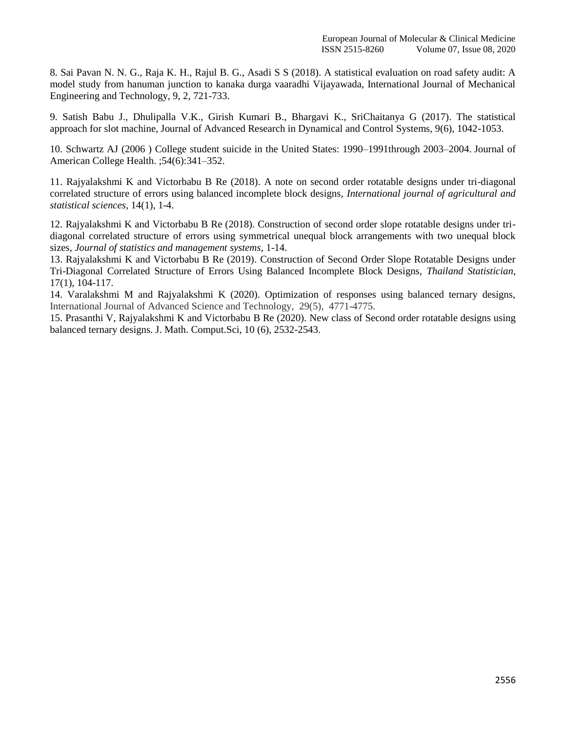8. Sai Pavan N. N. G., Raja K. H., Rajul B. G., Asadi S S (2018). A statistical evaluation on road safety audit: A model study from hanuman junction to kanaka durga vaaradhi Vijayawada, International Journal of Mechanical Engineering and Technology, 9, 2, 721-733.

9. Satish Babu J., Dhulipalla V.K., Girish Kumari B., Bhargavi K., SriChaitanya G (2017). The statistical approach for slot machine, Journal of Advanced Research in Dynamical and Control Systems, 9(6), 1042-1053.

10. Schwartz AJ (2006 ) College student suicide in the United States: 1990–1991through 2003–2004. Journal of American College Health. ;54(6):341–352.

11. Rajyalakshmi K and Victorbabu B Re (2018). A note on second order rotatable designs under tri-diagonal correlated structure of errors using balanced incomplete block designs, *International journal of agricultural and statistical sciences*, 14(1), 1-4.

12. Rajyalakshmi K and Victorbabu B Re (2018). Construction of second order slope rotatable designs under tri-diagonal correlated structure of errors using symmetrical unequal block arrangements with two unequal block sizes, *Journal of statistics and management systems*, 1-14.

13. Rajyalakshmi K and Victorbabu B Re (2019). Construction of Second Order Slope Rotatable Designs under Tri-Diagonal Correlated Structure of Errors Using Balanced Incomplete Block Designs, *Thailand Statistician*, 17(1), 104-117.

14. Varalakshmi M and Rajyalakshmi K (2020). Optimization of responses using balanced ternary designs, International Journal of Advanced Science and Technology, 29(5), 4771-4775.

15. Prasanthi V, Rajyalakshmi K and Victorbabu B Re (2020). New class of Second order rotatable designs using balanced ternary designs. J. Math. Comput.Sci, 10 (6), 2532-2543.